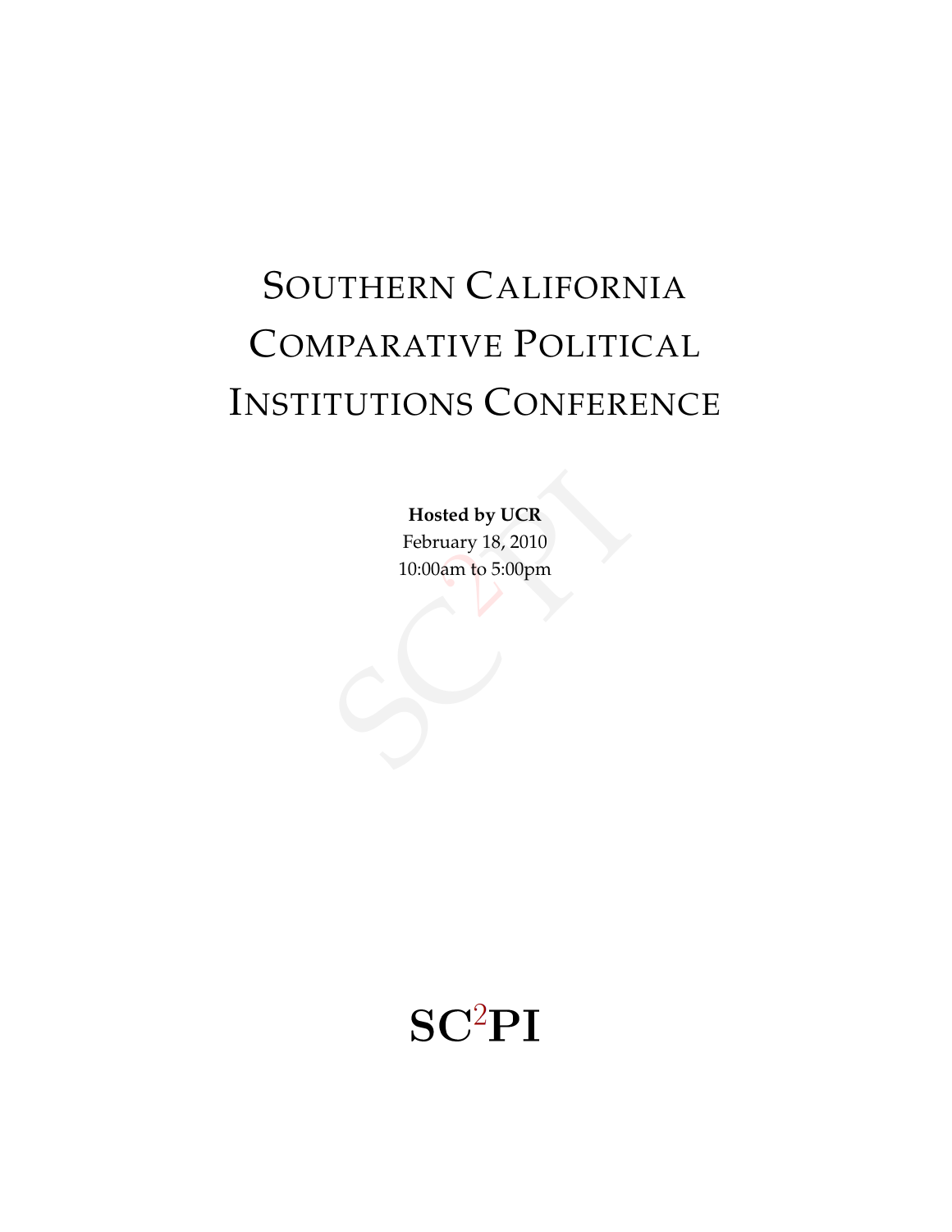# Southern California Comparative Political Institutions Conference

**Hosted by UCR**

February 18, 2010

10:00am to 5:00pm

**SC$^2$PI**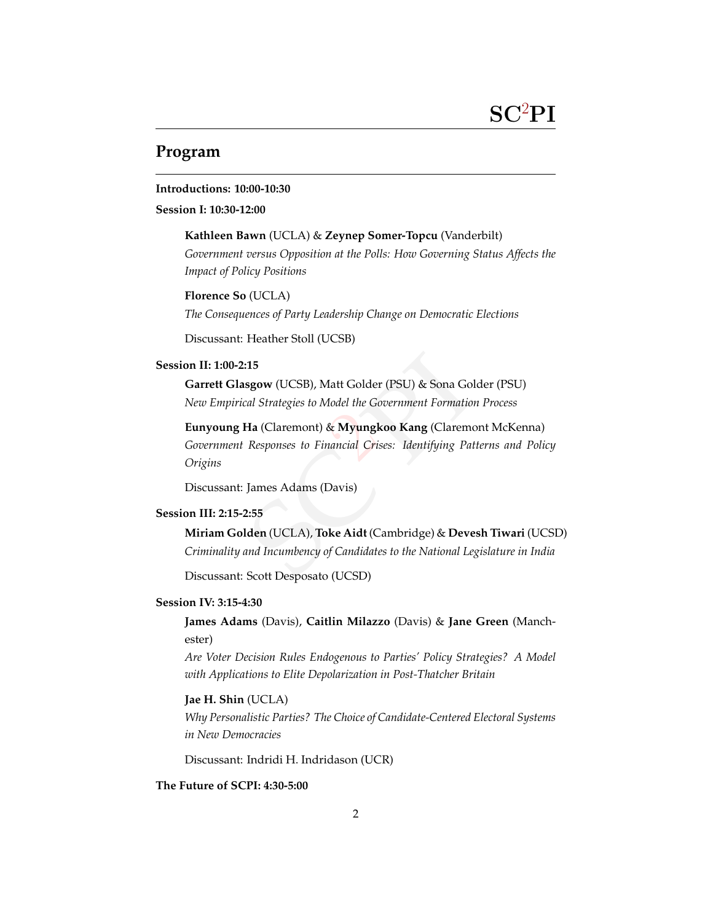## Program

**Introductions: 10:00-10:30**

**Session I: 10:30-12:00**

**Kathleen Bawn** (UCLA) & **Zeynep Somer-Topcu** (Vanderbilt)
*Government versus Opposition at the Polls: How Governing Status Affects the Impact of Policy Positions*

**Florence So** (UCLA)
*The Consequences of Party Leadership Change on Democratic Elections*

Discussant: Heather Stoll (UCSB)

**Session II: 1:00-2:15**

**Garrett Glasgow** (UCSB), Matt Golder (PSU) & Sona Golder (PSU)
*New Empirical Strategies to Model the Government Formation Process*

**Eunyoung Ha** (Claremont) & **Myungkoo Kang** (Claremont McKenna)
*Government Responses to Financial Crises: Identifying Patterns and Policy Origins*

Discussant: James Adams (Davis)

**Session III: 2:15-2:55**

**Miriam Golden** (UCLA), **Toke Aidt** (Cambridge) & **Devesh Tiwari** (UCSD)
*Criminality and Incumbency of Candidates to the National Legislature in India*

Discussant: Scott Desposato (UCSD)

**Session IV: 3:15-4:30**

**James Adams** (Davis), **Caitlin Milazzo** (Davis) & **Jane Green** (Manchester)
*Are Voter Decision Rules Endogenous to Parties' Policy Strategies? A Model with Applications to Elite Depolarization in Post-Thatcher Britain*

**Jae H. Shin** (UCLA)
*Why Personalistic Parties? The Choice of Candidate-Centered Electoral Systems in New Democracies*

Discussant: Indridi H. Indridason (UCR)

**The Future of SCPI: 4:30-5:00**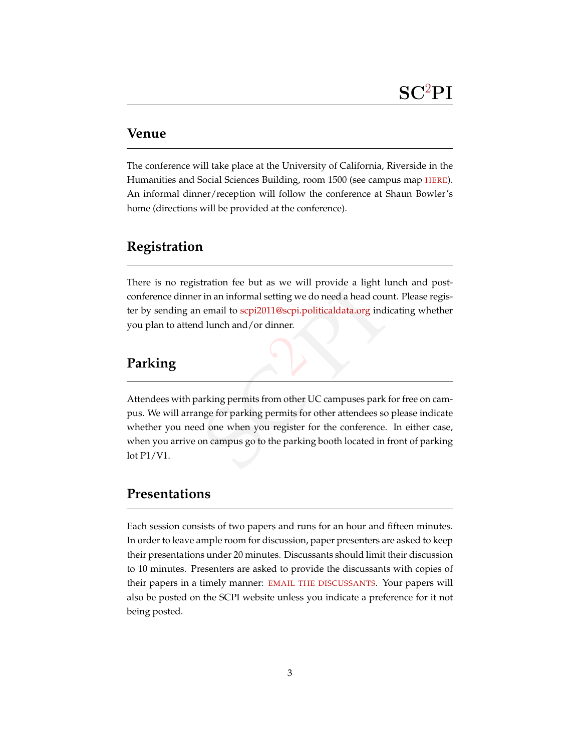## Venue

The conference will take place at the University of California, Riverside in the Humanities and Social Sciences Building, room 1500 (see campus map HERE). An informal dinner/reception will follow the conference at Shaun Bowler's home (directions will be provided at the conference).

## Registration

There is no registration fee but as we will provide a light lunch and post-conference dinner in an informal setting we do need a head count. Please register by sending an email to scpi2011@scpi.politicaldata.org indicating whether you plan to attend lunch and/or dinner.

## Parking

Attendees with parking permits from other UC campuses park for free on campus. We will arrange for parking permits for other attendees so please indicate whether you need one when you register for the conference. In either case, when you arrive on campus go to the parking booth located in front of parking lot P1/V1.

## Presentations

Each session consists of two papers and runs for an hour and fifteen minutes. In order to leave ample room for discussion, paper presenters are asked to keep their presentations under 20 minutes. Discussants should limit their discussion to 10 minutes. Presenters are asked to provide the discussants with copies of their papers in a timely manner: EMAIL THE DISCUSSANTS. Your papers will also be posted on the SCPI website unless you indicate a preference for it not being posted.